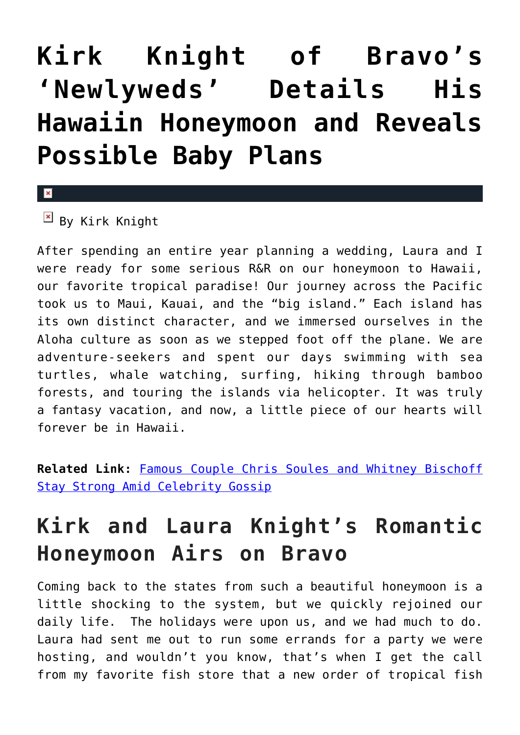# Kirk Knight of Bravo's 'Newlyweds' Details His Hawaiin Honeymoon and Reveals Possible Baby Plans

By Kirk Knight

After spending an entire year planning a wedding, Laura and I were ready for some serious R&R on our honeymoon to Hawaii, our favorite tropical paradise! Our journey across the Pacific took us to Maui, Kauai, and the "big island." Each island has its own distinct character, and we immersed ourselves in the Aloha culture as soon as we stepped foot off the plane. We are adventure-seekers and spent our days swimming with sea turtles, whale watching, surfing, hiking through bamboo forests, and touring the islands via helicopter. It was truly a fantasy vacation, and now, a little piece of our hearts will forever be in Hawaii.

**Related Link:** [Famous Couple Chris Soules and Whitney Bischoff Stay Strong Amid Celebrity Gossip]()

## Kirk and Laura Knight's Romantic Honeymoon Airs on Bravo

Coming back to the states from such a beautiful honeymoon is a little shocking to the system, but we quickly rejoined our daily life. The holidays were upon us, and we had much to do. Laura had sent me out to run some errands for a party we were hosting, and wouldn't you know, that's when I get the call from my favorite fish store that a new order of tropical fish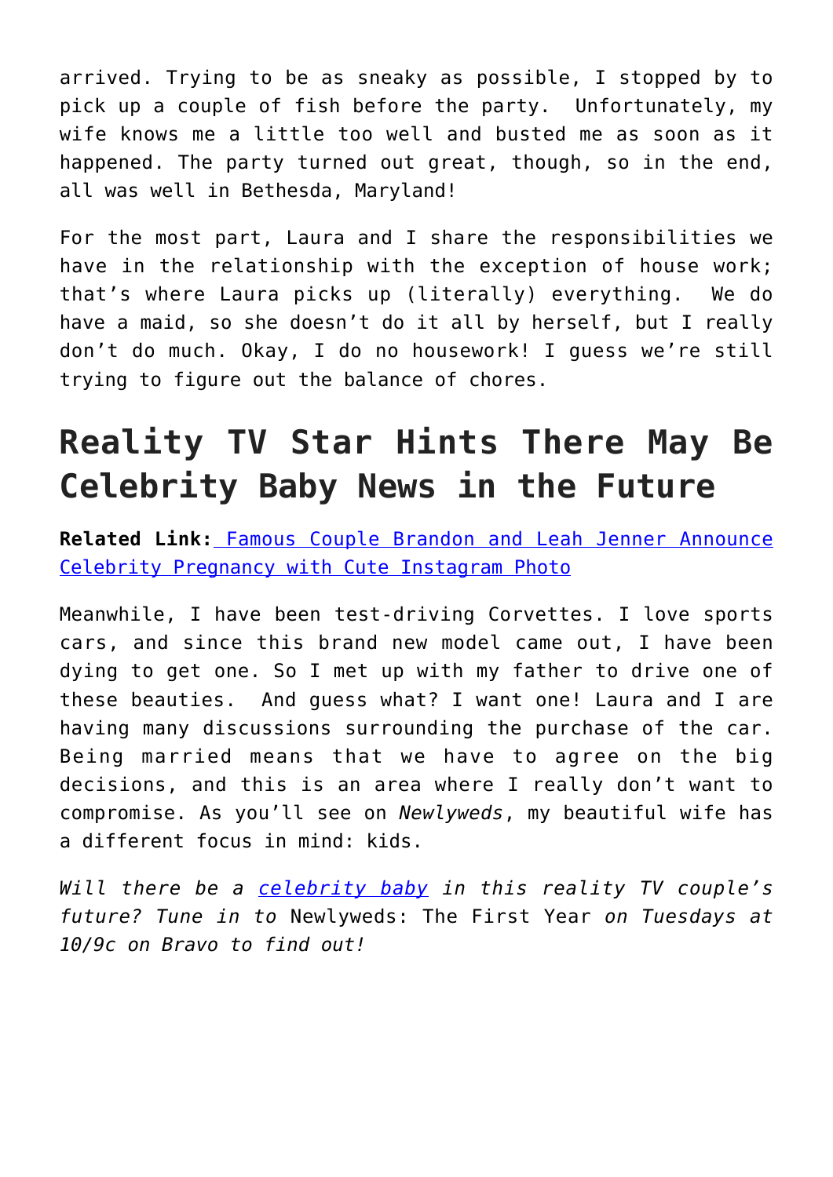arrived. Trying to be as sneaky as possible, I stopped by to pick up a couple of fish before the party. Unfortunately, my wife knows me a little too well and busted me as soon as it happened. The party turned out great, though, so in the end, all was well in Bethesda, Maryland!

For the most part, Laura and I share the responsibilities we have in the relationship with the exception of house work; that's where Laura picks up (literally) everything. We do have a maid, so she doesn't do it all by herself, but I really don't do much. Okay, I do no housework! I guess we're still trying to figure out the balance of chores.

## Reality TV Star Hints There May Be Celebrity Baby News in the Future

**Related Link:** Famous Couple Brandon and Leah Jenner Announce Celebrity Pregnancy with Cute Instagram Photo

Meanwhile, I have been test-driving Corvettes. I love sports cars, and since this brand new model came out, I have been dying to get one. So I met up with my father to drive one of these beauties. And guess what? I want one! Laura and I are having many discussions surrounding the purchase of the car. Being married means that we have to agree on the big decisions, and this is an area where I really don't want to compromise. As you'll see on *Newlyweds*, my beautiful wife has a different focus in mind: kids.

*Will there be a celebrity baby in this reality TV couple's future? Tune in to* Newlyweds: The First Year *on Tuesdays at 10/9c on Bravo to find out!*